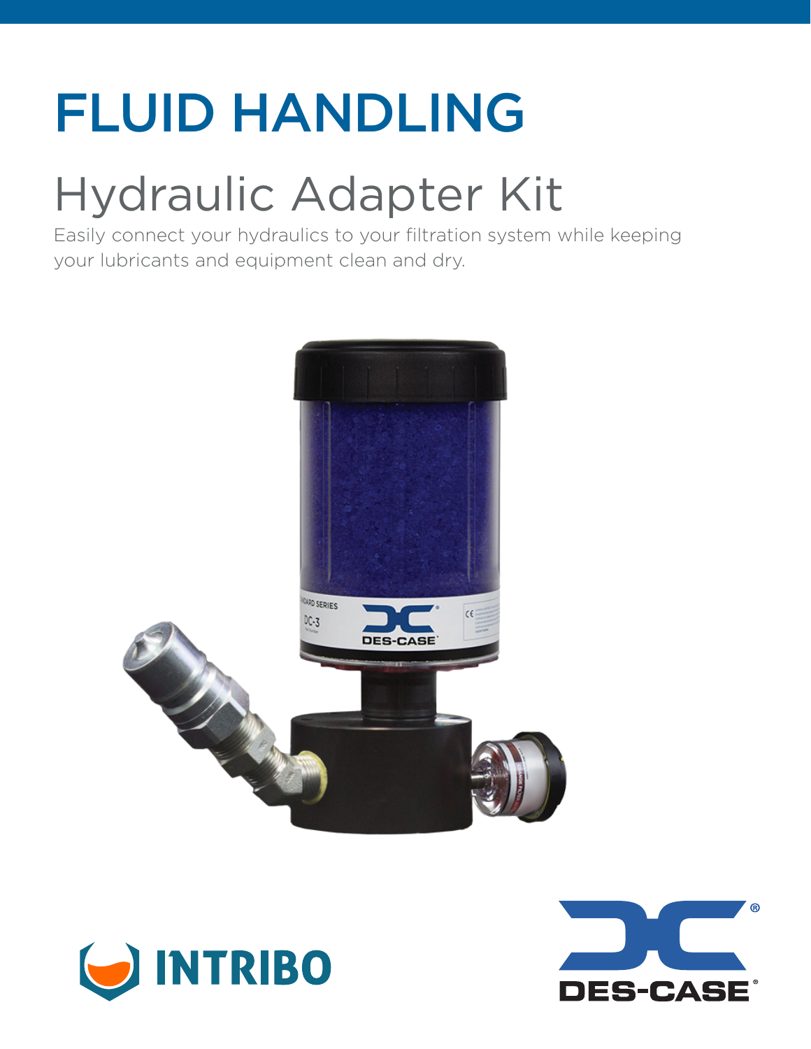# FLUID HANDLING

## Hydraulic Adapter Kit

Easily connect your hydraulics to your filtration system while keeping your lubricants and equipment clean and dry.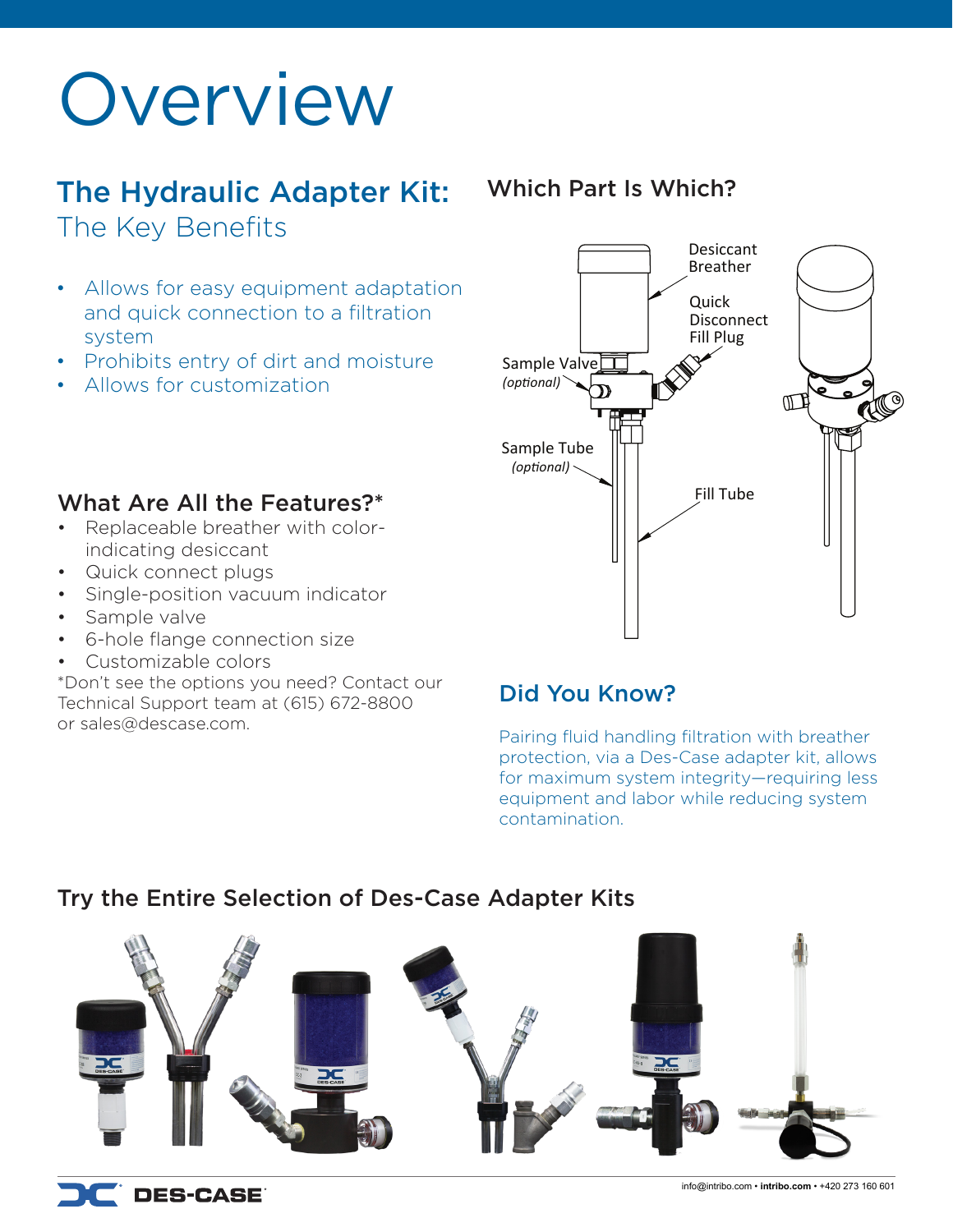# Overview

## The Hydraulic Adapter Kit:
The Key Benefits

- Allows for easy equipment adaptation and quick connection to a filtration system
- Prohibits entry of dirt and moisture
- Allows for customization

## What Are All the Features?*

- Replaceable breather with color-indicating desiccant
- Quick connect plugs
- Single-position vacuum indicator
- Sample valve
- 6-hole flange connection size
- Customizable colors

*Don't see the options you need? Contact our Technical Support team at (615) 672-8800 or sales@descase.com.

## Which Part Is Which?

Desiccant Breather

Quick Disconnect Fill Plug

Sample Valve *(optional)*

Sample Tube *(optional)*

Fill Tube

## Did You Know?

Pairing fluid handling filtration with breather protection, via a Des-Case adapter kit, allows for maximum system integrity—requiring less equipment and labor while reducing system contamination.

## Try the Entire Selection of Des-Case Adapter Kits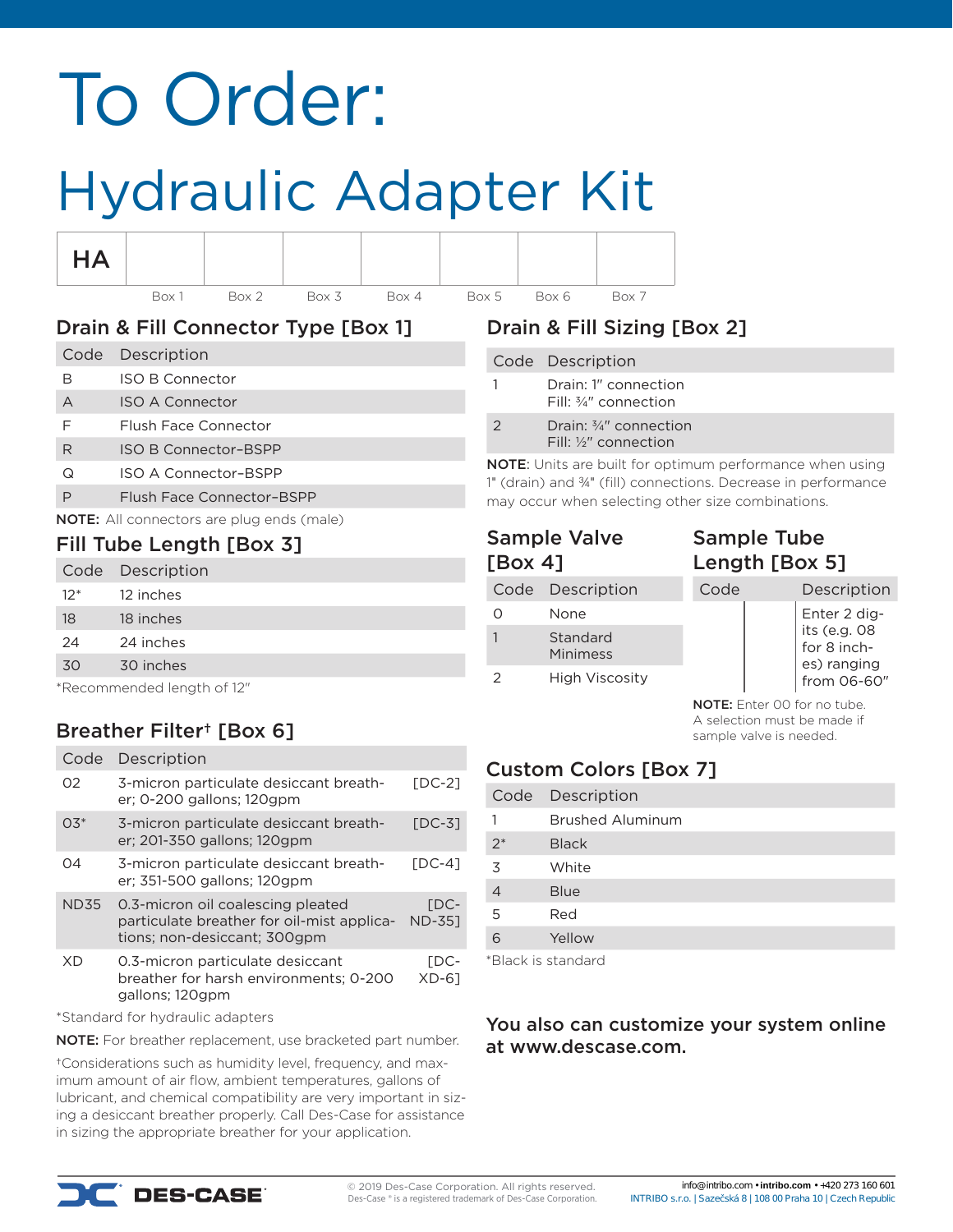# To Order:

## Hydraulic Adapter Kit

| HA | | | | | | | |
|---|---|---|---|---|---|---|---|
| | Box 1 | Box 2 | Box 3 | Box 4 | Box 5 | Box 6 | Box 7 |

### Drain & Fill Connector Type [Box 1]

| Code | Description |
|---|---|
| B | ISO B Connector |
| A | ISO A Connector |
| F | Flush Face Connector |
| R | ISO B Connector–BSPP |
| Q | ISO A Connector–BSPP |
| P | Flush Face Connector–BSPP |

**NOTE:** All connectors are plug ends (male)

### Fill Tube Length [Box 3]

| Code | Description |
|---|---|
| 12* | 12 inches |
| 18 | 18 inches |
| 24 | 24 inches |
| 30 | 30 inches |

*Recommended length of 12″

### Breather Filter† [Box 6]

| Code | Description | |
|---|---|---|
| 02 | 3-micron particulate desiccant breather; 0-200 gallons; 120gpm | [DC-2] |
| 03* | 3-micron particulate desiccant breather; 201-350 gallons; 120gpm | [DC-3] |
| 04 | 3-micron particulate desiccant breather; 351-500 gallons; 120gpm | [DC-4] |
| ND35 | 0.3-micron oil coalescing pleated particulate breather for oil-mist applications; non-desiccant; 300gpm | [DC-ND-35] |
| XD | 0.3-micron particulate desiccant breather for harsh environments; 0-200 gallons; 120gpm | [DC-XD-6] |

*Standard for hydraulic adapters

**NOTE:** For breather replacement, use bracketed part number.

†Considerations such as humidity level, frequency, and maximum amount of air flow, ambient temperatures, gallons of lubricant, and chemical compatibility are very important in sizing a desiccant breather properly. Call Des-Case for assistance in sizing the appropriate breather for your application.

### Drain & Fill Sizing [Box 2]

| Code | Description |
|---|---|
| 1 | Drain: 1″ connection<br>Fill: ¾″ connection |
| 2 | Drain: ¾″ connection<br>Fill: ½″ connection |

**NOTE**: Units are built for optimum performance when using 1" (drain) and ¾" (fill) connections. Decrease in performance may occur when selecting other size combinations.

### Sample Valve [Box 4]

| Code | Description |
|---|---|
| 0 | None |
| 1 | Standard Minimess |
| 2 | High Viscosity |

### Sample Tube Length [Box 5]

| Code | Description |
|---|---|
| | Enter 2 digits (e.g. 08 for 8 inches) ranging from 06-60″ |

**NOTE:** Enter 00 for no tube. A selection must be made if sample valve is needed.

### Custom Colors [Box 7]

| Code | Description |
|---|---|
| 1 | Brushed Aluminum |
| 2* | Black |
| 3 | White |
| 4 | Blue |
| 5 | Red |
| 6 | Yellow |

*Black is standard

**You also can customize your system online at www.descase.com.**

DES-CASE

© 2019 Des-Case Corporation. All rights reserved.
Des-Case ® is a registered trademark of Des-Case Corporation.

info@intribo.com • intribo.com • +420 273 160 601
INTRIBO s.r.o. | Sazečská 8 | 108 00 Praha 10 | Czech Republic